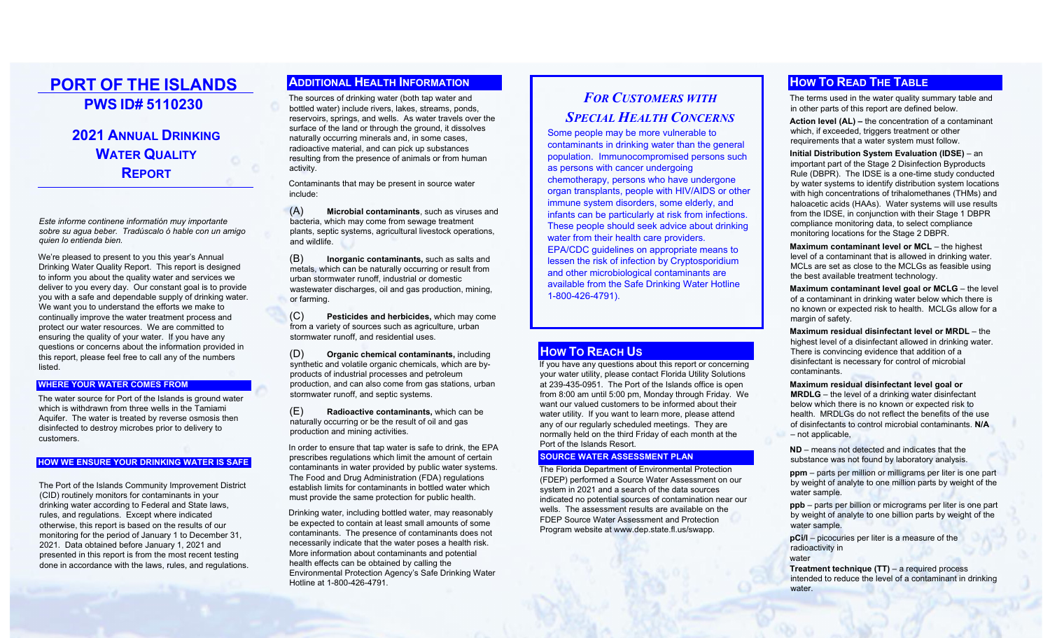# PORT OF THE ISLANDS

## PWS ID# 5110230

## 2021 Annual Drinking Water Quality Report

*Este informe continene información muy importante sobre su agua beber. Tradúscalo ó hable con un amigo quien lo entienda bien.*

We're pleased to present to you this year's Annual Drinking Water Quality Report. This report is designed to inform you about the quality water and services we deliver to you every day. Our constant goal is to provide you with a safe and dependable supply of drinking water. We want you to understand the efforts we make to continually improve the water treatment process and protect our water resources. We are committed to ensuring the quality of your water. If you have any questions or concerns about the information provided in this report, please feel free to call any of the numbers listed.

### WHERE YOUR WATER COMES FROM

The water source for Port of the Islands is ground water which is withdrawn from three wells in the Tamiami Aquifer. The water is treated by reverse osmosis then disinfected to destroy microbes prior to delivery to customers.

### HOW WE ENSURE YOUR DRINKING WATER IS SAFE

The Port of the Islands Community Improvement District (CID) routinely monitors for contaminants in your drinking water according to Federal and State laws, rules, and regulations. Except where indicated otherwise, this report is based on the results of our monitoring for the period of January 1 to December 31, 2021. Data obtained before January 1, 2021 and presented in this report is from the most recent testing done in accordance with the laws, rules, and regulations.

### Additional Health Information

The sources of drinking water (both tap water and bottled water) include rivers, lakes, streams, ponds, reservoirs, springs, and wells. As water travels over the surface of the land or through the ground, it dissolves naturally occurring minerals and, in some cases, radioactive material, and can pick up substances resulting from the presence of animals or from human activity.

Contaminants that may be present in source water include:

(A) **Microbial contaminants**, such as viruses and bacteria, which may come from sewage treatment plants, septic systems, agricultural livestock operations, and wildlife.

(B) **Inorganic contaminants,** such as salts and metals, which can be naturally occurring or result from urban stormwater runoff, industrial or domestic wastewater discharges, oil and gas production, mining, or farming.

(C) **Pesticides and herbicides,** which may come from a variety of sources such as agriculture, urban stormwater runoff, and residential uses.

(D) **Organic chemical contaminants,** including synthetic and volatile organic chemicals, which are by-products of industrial processes and petroleum production, and can also come from gas stations, urban stormwater runoff, and septic systems.

(E) **Radioactive contaminants,** which can be naturally occurring or be the result of oil and gas production and mining activities.

In order to ensure that tap water is safe to drink, the EPA prescribes regulations which limit the amount of certain contaminants in water provided by public water systems. The Food and Drug Administration (FDA) regulations establish limits for contaminants in bottled water which must provide the same protection for public health.

Drinking water, including bottled water, may reasonably be expected to contain at least small amounts of some contaminants. The presence of contaminants does not necessarily indicate that the water poses a health risk. More information about contaminants and potential health effects can be obtained by calling the Environmental Protection Agency's Safe Drinking Water Hotline at 1-800-426-4791.

### *For Customers with Special Health Concerns*

Some people may be more vulnerable to contaminants in drinking water than the general population. Immunocompromised persons such as persons with cancer undergoing chemotherapy, persons who have undergone organ transplants, people with HIV/AIDS or other immune system disorders, some elderly, and infants can be particularly at risk from infections. These people should seek advice about drinking water from their health care providers. EPA/CDC guidelines on appropriate means to lessen the risk of infection by Cryptosporidium and other microbiological contaminants are available from the Safe Drinking Water Hotline 1-800-426-4791).

### How To Reach Us

If you have any questions about this report or concerning your water utility, please contact Florida Utility Solutions at 239-435-0951. The Port of the Islands office is open from 8:00 am until 5:00 pm, Monday through Friday. We want our valued customers to be informed about their water utility. If you want to learn more, please attend any of our regularly scheduled meetings. They are normally held on the third Friday of each month at the Port of the Islands Resort.

### SOURCE WATER ASSESSMENT PLAN

The Florida Department of Environmental Protection (FDEP) performed a Source Water Assessment on our system in 2021 and a search of the data sources indicated no potential sources of contamination near our wells. The assessment results are available on the FDEP Source Water Assessment and Protection Program website at www.dep.state.fl.us/swapp.

### How To Read The Table

The terms used in the water quality summary table and in other parts of this report are defined below.

**Action level (AL) –** the concentration of a contaminant which, if exceeded, triggers treatment or other requirements that a water system must follow.

**Initial Distribution System Evaluation (IDSE)** – an important part of the Stage 2 Disinfection Byproducts Rule (DBPR). The IDSE is a one-time study conducted by water systems to identify distribution system locations with high concentrations of trihalomethanes (THMs) and haloacetic acids (HAAs). Water systems will use results from the IDSE, in conjunction with their Stage 1 DBPR compliance monitoring data, to select compliance monitoring locations for the Stage 2 DBPR.

**Maximum contaminant level or MCL** – the highest level of a contaminant that is allowed in drinking water. MCLs are set as close to the MCLGs as feasible using the best available treatment technology.

**Maximum contaminant level goal or MCLG** – the level of a contaminant in drinking water below which there is no known or expected risk to health. MCLGs allow for a margin of safety.

**Maximum residual disinfectant level or MRDL** – the highest level of a disinfectant allowed in drinking water. There is convincing evidence that addition of a disinfectant is necessary for control of microbial contaminants.

**Maximum residual disinfectant level goal or MRDLG** – the level of a drinking water disinfectant below which there is no known or expected risk to health. MRDLGs do not reflect the benefits of the use of disinfectants to control microbial contaminants. **N/A** – not applicable,

**ND** – means not detected and indicates that the substance was not found by laboratory analysis.

**ppm** – parts per million or milligrams per liter is one part by weight of analyte to one million parts by weight of the water sample.

**ppb** – parts per billion or micrograms per liter is one part by weight of analyte to one billion parts by weight of the water sample.

**pCi/l** – picocuries per liter is a measure of the radioactivity in water

**Treatment technique (TT)** – a required process intended to reduce the level of a contaminant in drinking water.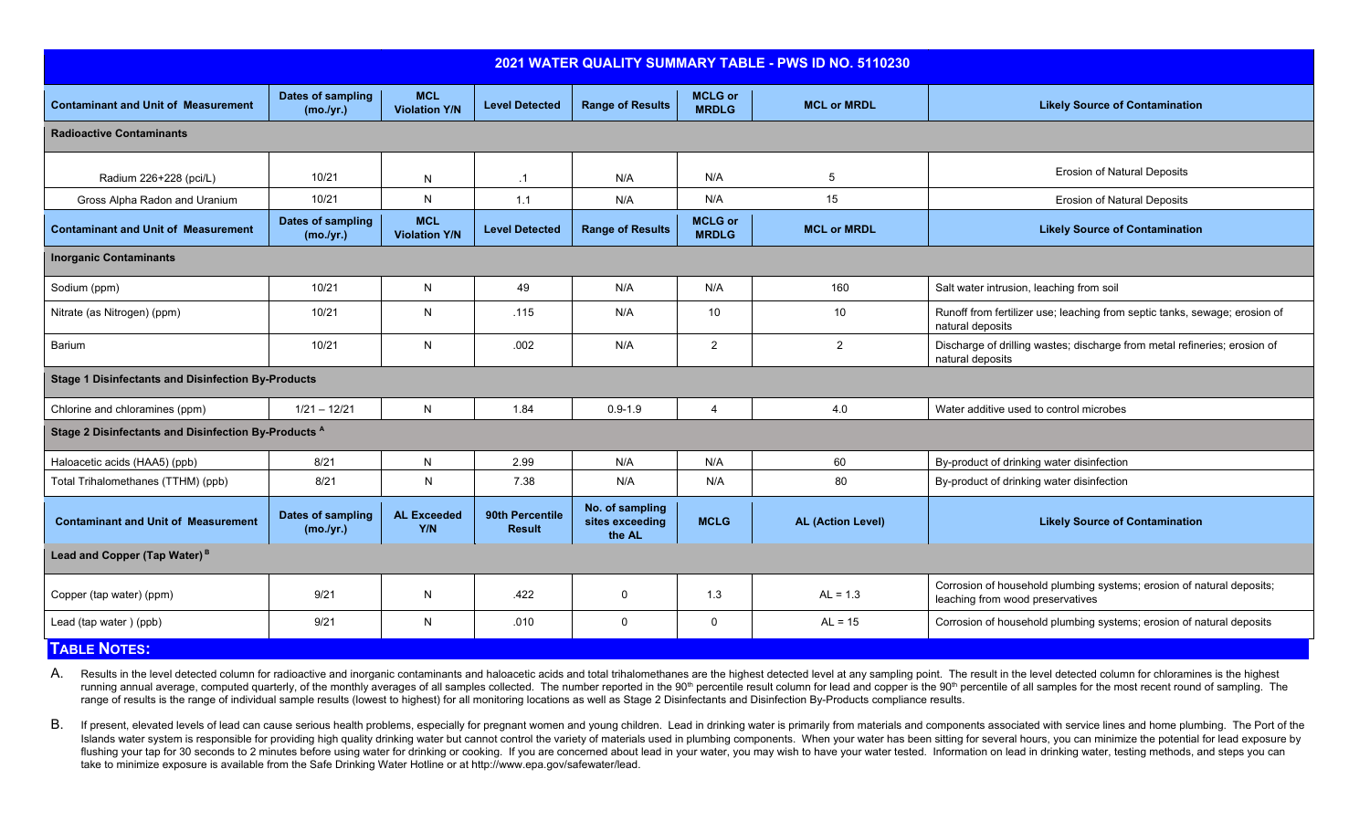## 2021 WATER QUALITY SUMMARY TABLE - PWS ID NO. 5110230

| Contaminant and Unit of Measurement | Dates of sampling (mo./yr.) | MCL Violation Y/N | Level Detected | Range of Results | MCLG or MRDLG | MCL or MRDL | Likely Source of Contamination |
|---|---|---|---|---|---|---|---|
| **Radioactive Contaminants** | | | | | | | |
| Radium 226+228 (pci/L) | 10/21 | N | .1 | N/A | N/A | 5 | Erosion of Natural Deposits |
| Gross Alpha Radon and Uranium | 10/21 | N | 1.1 | N/A | N/A | 15 | Erosion of Natural Deposits |
| **Contaminant and Unit of Measurement** | **Dates of sampling (mo./yr.)** | **MCL Violation Y/N** | **Level Detected** | **Range of Results** | **MCLG or MRDLG** | **MCL or MRDL** | **Likely Source of Contamination** |
| **Inorganic Contaminants** | | | | | | | |
| Sodium (ppm) | 10/21 | N | 49 | N/A | N/A | 160 | Salt water intrusion, leaching from soil |
| Nitrate (as Nitrogen) (ppm) | 10/21 | N | .115 | N/A | 10 | 10 | Runoff from fertilizer use; leaching from septic tanks, sewage; erosion of natural deposits |
| Barium | 10/21 | N | .002 | N/A | 2 | 2 | Discharge of drilling wastes; discharge from metal refineries; erosion of natural deposits |
| **Stage 1 Disinfectants and Disinfection By-Products** | | | | | | | |
| Chlorine and chloramines (ppm) | 1/21 – 12/21 | N | 1.84 | 0.9-1.9 | 4 | 4.0 | Water additive used to control microbes |
| **Stage 2 Disinfectants and Disinfection By-Products [A]** | | | | | | | |
| Haloacetic acids (HAA5) (ppb) | 8/21 | N | 2.99 | N/A | N/A | 60 | By-product of drinking water disinfection |
| Total Trihalomethanes (TTHM) (ppb) | 8/21 | N | 7.38 | N/A | N/A | 80 | By-product of drinking water disinfection |
| **Contaminant and Unit of Measurement** | **Dates of sampling (mo./yr.)** | **AL Exceeded Y/N** | **90th Percentile Result** | **No. of sampling sites exceeding the AL** | **MCLG** | **AL (Action Level)** | **Likely Source of Contamination** |
| **Lead and Copper (Tap Water) [B]** | | | | | | | |
| Copper (tap water) (ppm) | 9/21 | N | .422 | 0 | 1.3 | AL = 1.3 | Corrosion of household plumbing systems; erosion of natural deposits; leaching from wood preservatives |
| Lead (tap water ) (ppb) | 9/21 | N | .010 | 0 | 0 | AL = 15 | Corrosion of household plumbing systems; erosion of natural deposits |

### TABLE NOTES:

A. Results in the level detected column for radioactive and inorganic contaminants and haloacetic acids and total trihalomethanes are the highest detected level at any sampling point. The result in the level detected column for chloramines is the highest running annual average, computed quarterly, of the monthly averages of all samples collected. The number reported in the 90th percentile result column for lead and copper is the 90th percentile of all samples for the most recent round of sampling. The range of results is the range of individual sample results (lowest to highest) for all monitoring locations as well as Stage 2 Disinfectants and Disinfection By-Products compliance results.

B. If present, elevated levels of lead can cause serious health problems, especially for pregnant women and young children. Lead in drinking water is primarily from materials and components associated with service lines and home plumbing. The Port of the Islands water system is responsible for providing high quality drinking water but cannot control the variety of materials used in plumbing components. When your water has been sitting for several hours, you can minimize the potential for lead exposure by flushing your tap for 30 seconds to 2 minutes before using water for drinking or cooking. If you are concerned about lead in your water, you may wish to have your water tested. Information on lead in drinking water, testing methods, and steps you can take to minimize exposure is available from the Safe Drinking Water Hotline or at http://www.epa.gov/safewater/lead.